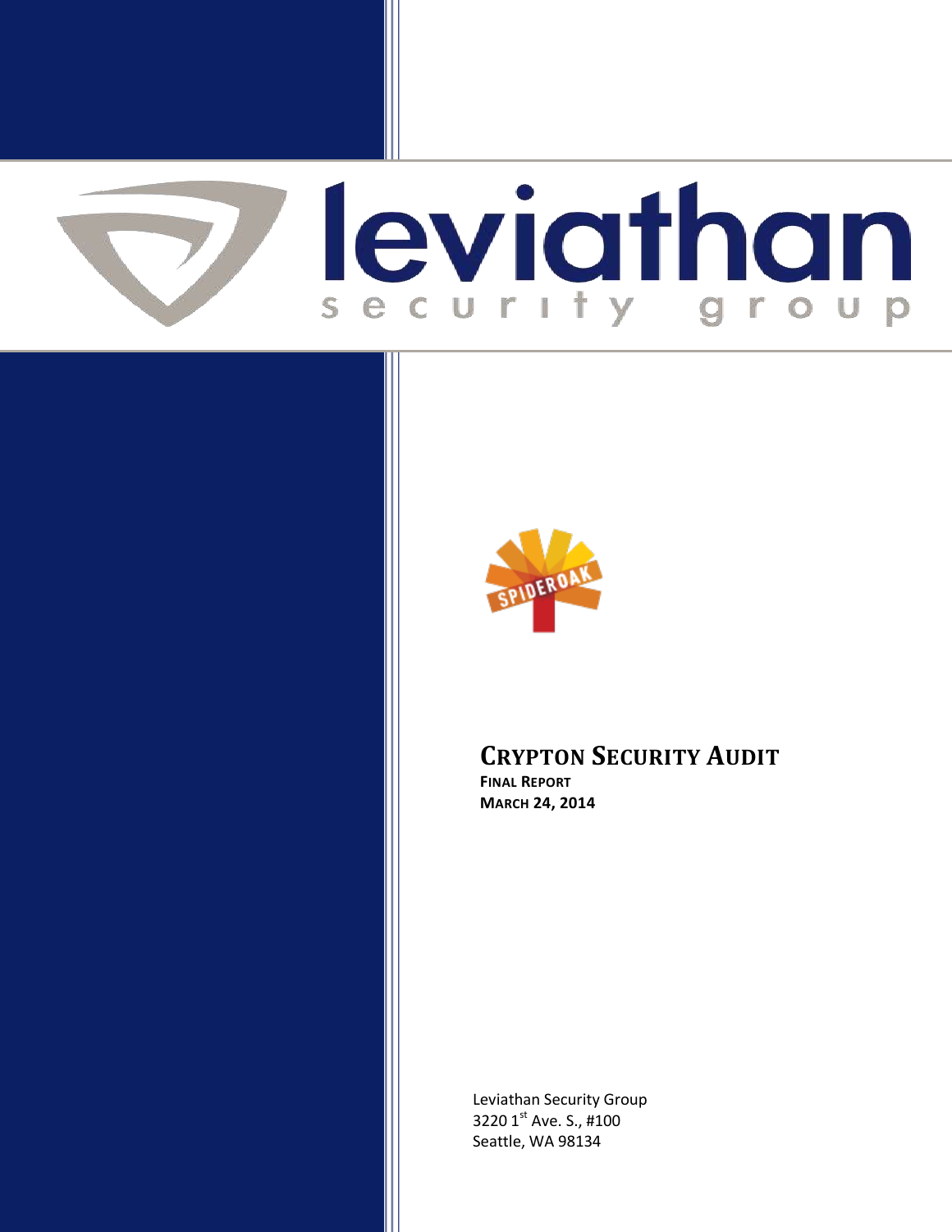leviathan security group

# Crypton Security Audit

**Final Report**
**March 24, 2014**

Leviathan Security Group
3220 1st Ave. S., #100
Seattle, WA 98134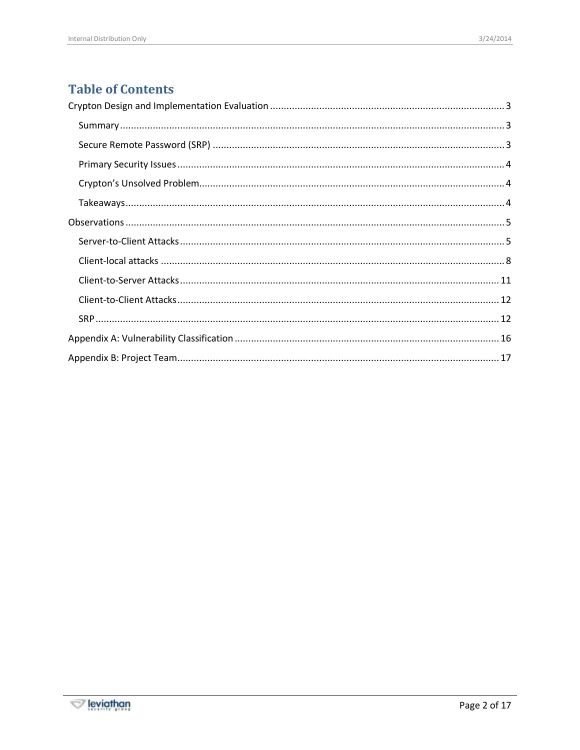# Table of Contents

- Crypton Design and Implementation Evaluation ..... 3
  - Summary ..... 3
  - Secure Remote Password (SRP) ..... 3
  - Primary Security Issues ..... 4
  - Crypton's Unsolved Problem ..... 4
  - Takeaways ..... 4
- Observations ..... 5
  - Server-to-Client Attacks ..... 5
  - Client-local attacks ..... 8
  - Client-to-Server Attacks ..... 11
  - Client-to-Client Attacks ..... 12
  - SRP ..... 12
- Appendix A: Vulnerability Classification ..... 16
- Appendix B: Project Team ..... 17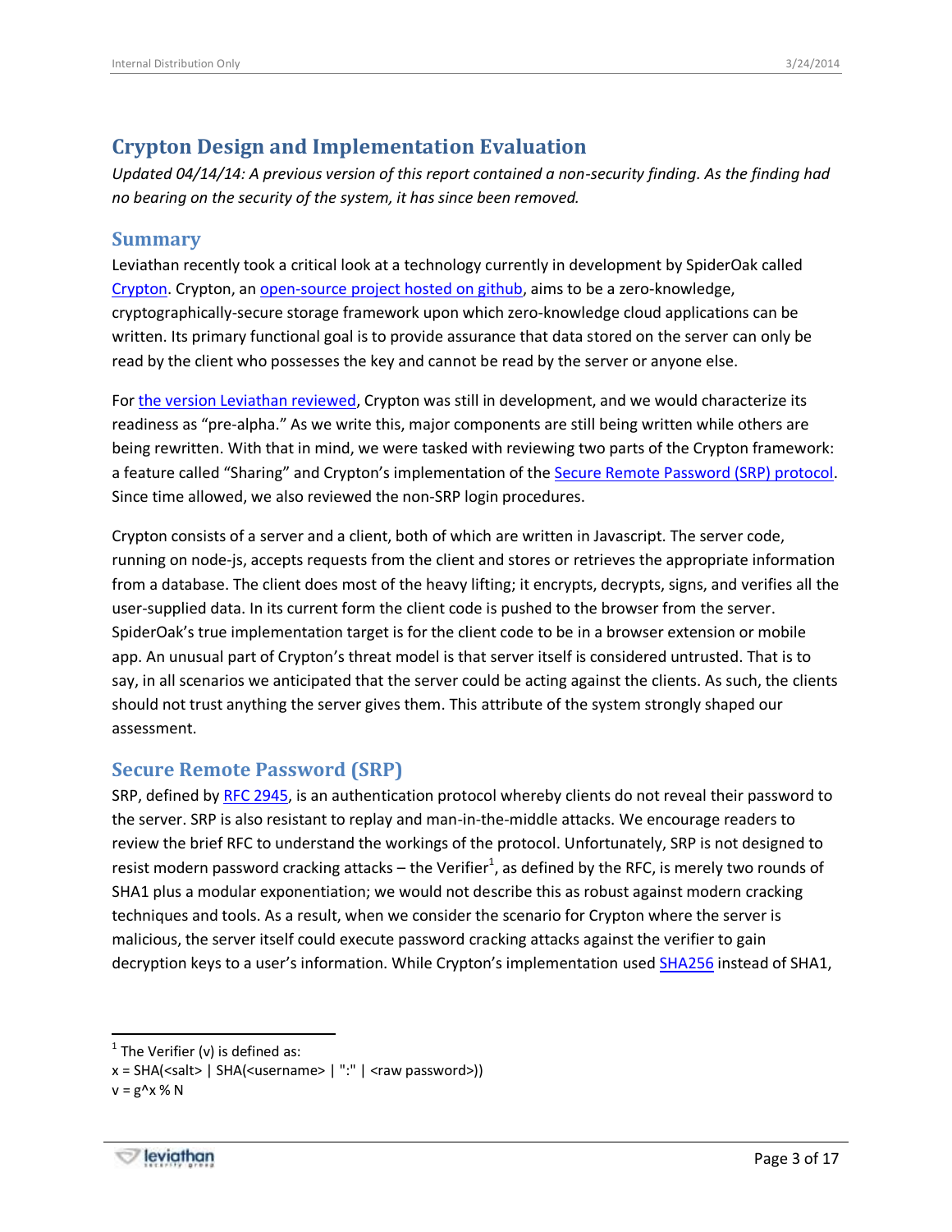# Crypton Design and Implementation Evaluation

*Updated 04/14/14: A previous version of this report contained a non-security finding. As the finding had no bearing on the security of the system, it has since been removed.*

## Summary

Leviathan recently took a critical look at a technology currently in development by SpiderOak called Crypton. Crypton, an open-source project hosted on github, aims to be a zero-knowledge, cryptographically-secure storage framework upon which zero-knowledge cloud applications can be written. Its primary functional goal is to provide assurance that data stored on the server can only be read by the client who possesses the key and cannot be read by the server or anyone else.

For the version Leviathan reviewed, Crypton was still in development, and we would characterize its readiness as "pre-alpha." As we write this, major components are still being written while others are being rewritten. With that in mind, we were tasked with reviewing two parts of the Crypton framework: a feature called "Sharing" and Crypton's implementation of the Secure Remote Password (SRP) protocol. Since time allowed, we also reviewed the non-SRP login procedures.

Crypton consists of a server and a client, both of which are written in Javascript. The server code, running on node-js, accepts requests from the client and stores or retrieves the appropriate information from a database. The client does most of the heavy lifting; it encrypts, decrypts, signs, and verifies all the user-supplied data. In its current form the client code is pushed to the browser from the server. SpiderOak's true implementation target is for the client code to be in a browser extension or mobile app. An unusual part of Crypton's threat model is that server itself is considered untrusted. That is to say, in all scenarios we anticipated that the server could be acting against the clients. As such, the clients should not trust anything the server gives them. This attribute of the system strongly shaped our assessment.

## Secure Remote Password (SRP)

SRP, defined by RFC 2945, is an authentication protocol whereby clients do not reveal their password to the server. SRP is also resistant to replay and man-in-the-middle attacks. We encourage readers to review the brief RFC to understand the workings of the protocol. Unfortunately, SRP is not designed to resist modern password cracking attacks – the Verifier[1], as defined by the RFC, is merely two rounds of SHA1 plus a modular exponentiation; we would not describe this as robust against modern cracking techniques and tools. As a result, when we consider the scenario for Crypton where the server is malicious, the server itself could execute password cracking attacks against the verifier to gain decryption keys to a user's information. While Crypton's implementation used SHA256 instead of SHA1,

---

[1] The Verifier (v) is defined as:
x = SHA(<salt> | SHA(<username> | ":" | <raw password>))
v = g^x % N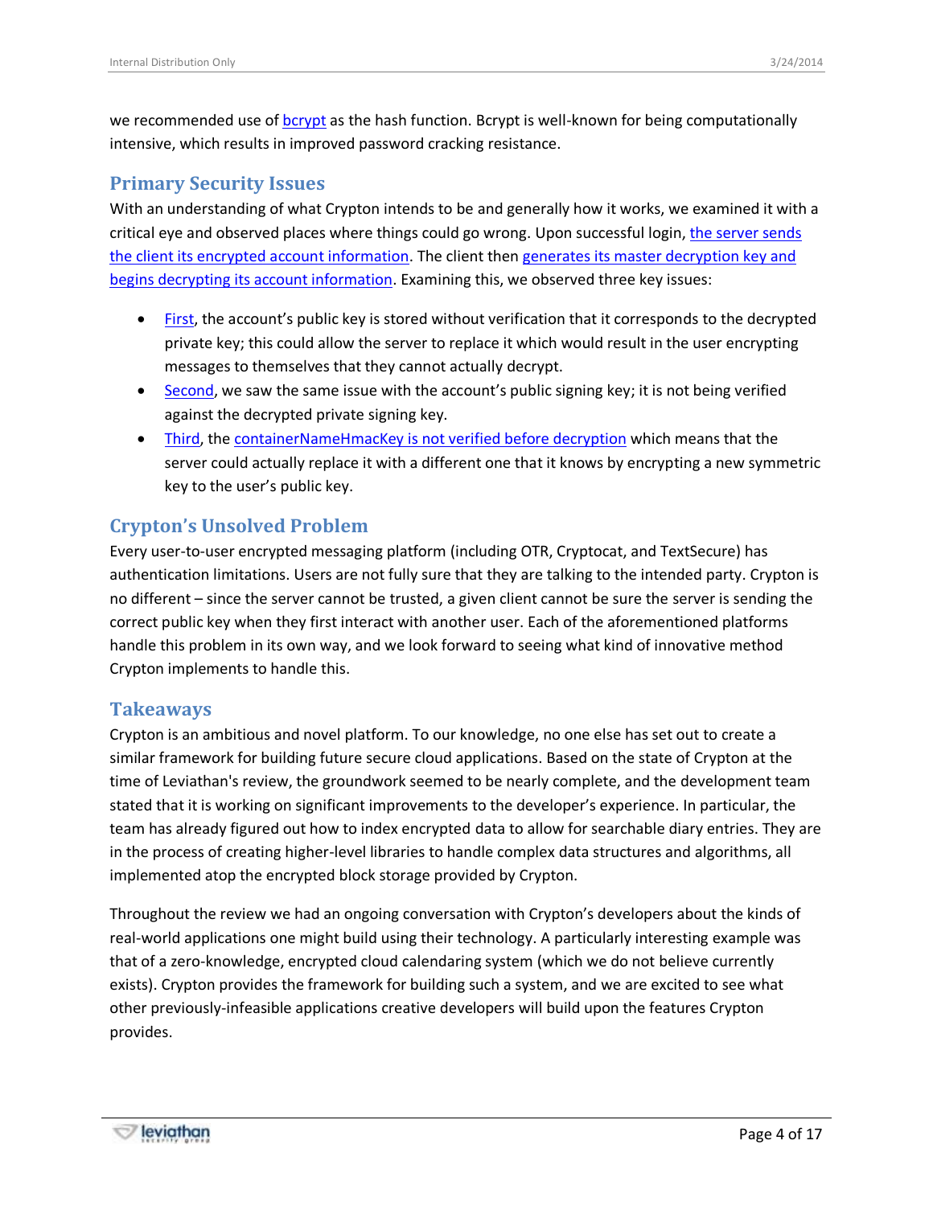we recommended use of bcrypt as the hash function. Bcrypt is well-known for being computationally intensive, which results in improved password cracking resistance.

## Primary Security Issues

With an understanding of what Crypton intends to be and generally how it works, we examined it with a critical eye and observed places where things could go wrong. Upon successful login, the server sends the client its encrypted account information. The client then generates its master decryption key and begins decrypting its account information. Examining this, we observed three key issues:

- First, the account's public key is stored without verification that it corresponds to the decrypted private key; this could allow the server to replace it which would result in the user encrypting messages to themselves that they cannot actually decrypt.
- Second, we saw the same issue with the account's public signing key; it is not being verified against the decrypted private signing key.
- Third, the containerNameHmacKey is not verified before decryption which means that the server could actually replace it with a different one that it knows by encrypting a new symmetric key to the user's public key.

## Crypton's Unsolved Problem

Every user-to-user encrypted messaging platform (including OTR, Cryptocat, and TextSecure) has authentication limitations. Users are not fully sure that they are talking to the intended party. Crypton is no different – since the server cannot be trusted, a given client cannot be sure the server is sending the correct public key when they first interact with another user. Each of the aforementioned platforms handle this problem in its own way, and we look forward to seeing what kind of innovative method Crypton implements to handle this.

## Takeaways

Crypton is an ambitious and novel platform. To our knowledge, no one else has set out to create a similar framework for building future secure cloud applications. Based on the state of Crypton at the time of Leviathan's review, the groundwork seemed to be nearly complete, and the development team stated that it is working on significant improvements to the developer's experience. In particular, the team has already figured out how to index encrypted data to allow for searchable diary entries. They are in the process of creating higher-level libraries to handle complex data structures and algorithms, all implemented atop the encrypted block storage provided by Crypton.

Throughout the review we had an ongoing conversation with Crypton's developers about the kinds of real-world applications one might build using their technology. A particularly interesting example was that of a zero-knowledge, encrypted cloud calendaring system (which we do not believe currently exists). Crypton provides the framework for building such a system, and we are excited to see what other previously-infeasible applications creative developers will build upon the features Crypton provides.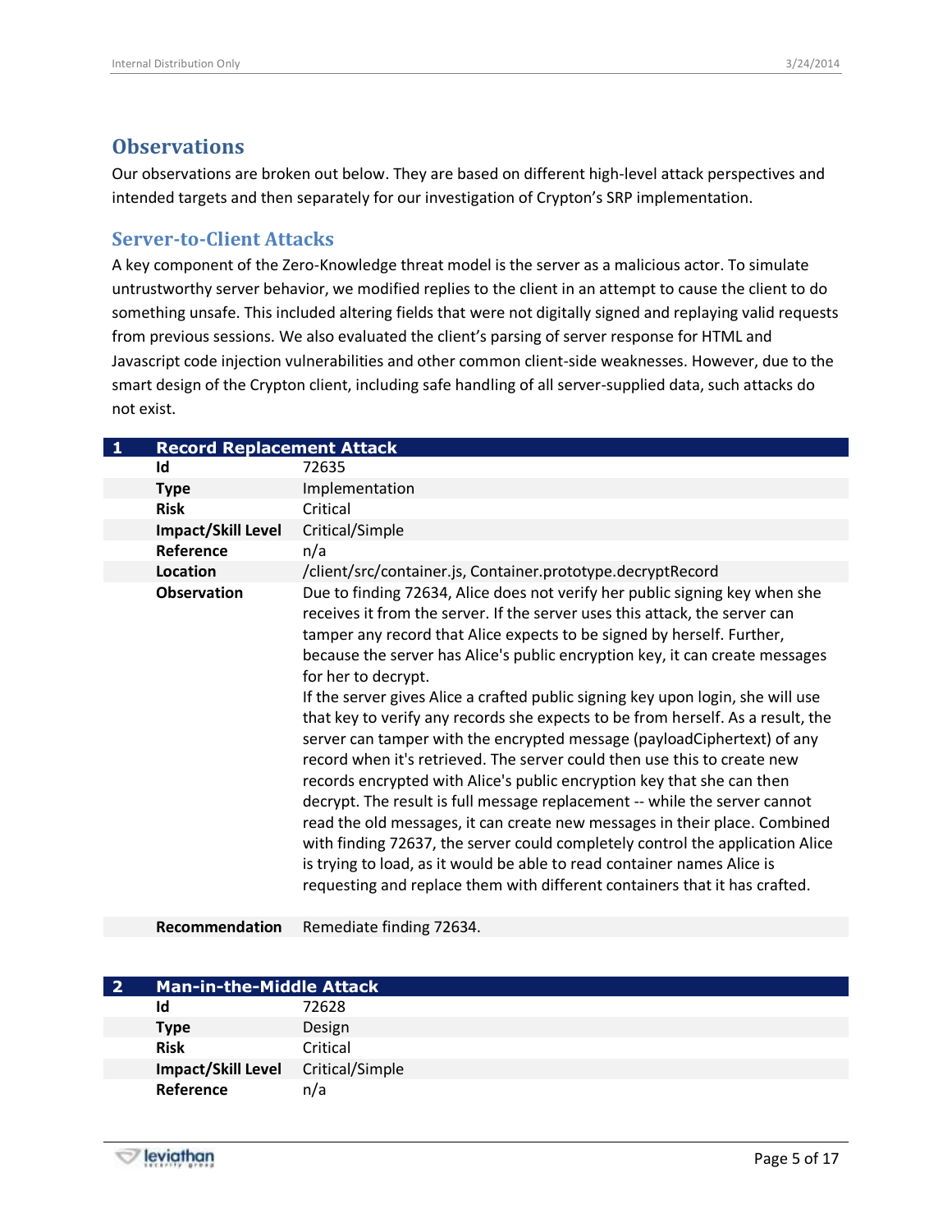## Observations

Our observations are broken out below. They are based on different high-level attack perspectives and intended targets and then separately for our investigation of Crypton's SRP implementation.

### Server-to-Client Attacks

A key component of the Zero-Knowledge threat model is the server as a malicious actor. To simulate untrustworthy server behavior, we modified replies to the client in an attempt to cause the client to do something unsafe. This included altering fields that were not digitally signed and replaying valid requests from previous sessions. We also evaluated the client's parsing of server response for HTML and Javascript code injection vulnerabilities and other common client-side weaknesses. However, due to the smart design of the Crypton client, including safe handling of all server-supplied data, such attacks do not exist.

| 1 | Record Replacement Attack |
|---|---|
| **Id** | 72635 |
| **Type** | Implementation |
| **Risk** | Critical |
| **Impact/Skill Level** | Critical/Simple |
| **Reference** | n/a |
| **Location** | /client/src/container.js, Container.prototype.decryptRecord |
| **Observation** | Due to finding 72634, Alice does not verify her public signing key when she receives it from the server. If the server uses this attack, the server can tamper any record that Alice expects to be signed by herself. Further, because the server has Alice's public encryption key, it can create messages for her to decrypt.<br>If the server gives Alice a crafted public signing key upon login, she will use that key to verify any records she expects to be from herself. As a result, the server can tamper with the encrypted message (payloadCiphertext) of any record when it's retrieved. The server could then use this to create new records encrypted with Alice's public encryption key that she can then decrypt. The result is full message replacement -- while the server cannot read the old messages, it can create new messages in their place. Combined with finding 72637, the server could completely control the application Alice is trying to load, as it would be able to read container names Alice is requesting and replace them with different containers that it has crafted. |
| **Recommendation** | Remediate finding 72634. |

| 2 | Man-in-the-Middle Attack |
|---|---|
| **Id** | 72628 |
| **Type** | Design |
| **Risk** | Critical |
| **Impact/Skill Level** | Critical/Simple |
| **Reference** | n/a |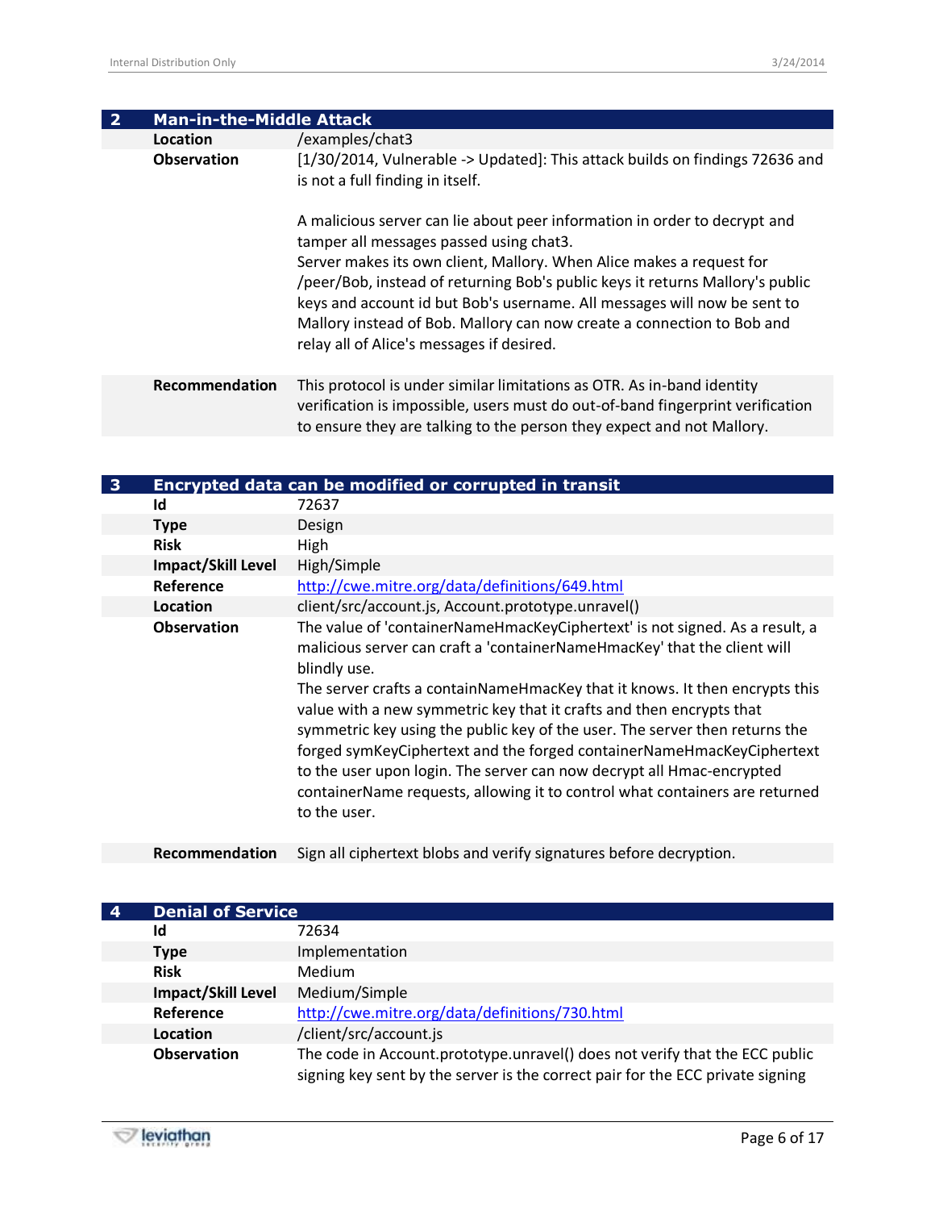## 2 Man-in-the-Middle Attack

| | |
|---|---|
| **Location** | /examples/chat3 |
| **Observation** | [1/30/2014, Vulnerable -> Updated]: This attack builds on findings 72636 and is not a full finding in itself.<br><br>A malicious server can lie about peer information in order to decrypt and tamper all messages passed using chat3.<br>Server makes its own client, Mallory. When Alice makes a request for /peer/Bob, instead of returning Bob's public keys it returns Mallory's public keys and account id but Bob's username. All messages will now be sent to Mallory instead of Bob. Mallory can now create a connection to Bob and relay all of Alice's messages if desired. |
| **Recommendation** | This protocol is under similar limitations as OTR. As in-band identity verification is impossible, users must do out-of-band fingerprint verification to ensure they are talking to the person they expect and not Mallory. |

## 3 Encrypted data can be modified or corrupted in transit

| | |
|---|---|
| **Id** | 72637 |
| **Type** | Design |
| **Risk** | High |
| **Impact/Skill Level** | High/Simple |
| **Reference** | http://cwe.mitre.org/data/definitions/649.html |
| **Location** | client/src/account.js, Account.prototype.unravel() |
| **Observation** | The value of 'containerNameHmacKeyCiphertext' is not signed. As a result, a malicious server can craft a 'containerNameHmacKey' that the client will blindly use.<br>The server crafts a containNameHmacKey that it knows. It then encrypts this value with a new symmetric key that it crafts and then encrypts that symmetric key using the public key of the user. The server then returns the forged symKeyCiphertext and the forged containerNameHmacKeyCiphertext to the user upon login. The server can now decrypt all Hmac-encrypted containerName requests, allowing it to control what containers are returned to the user. |
| **Recommendation** | Sign all ciphertext blobs and verify signatures before decryption. |

## 4 Denial of Service

| | |
|---|---|
| **Id** | 72634 |
| **Type** | Implementation |
| **Risk** | Medium |
| **Impact/Skill Level** | Medium/Simple |
| **Reference** | http://cwe.mitre.org/data/definitions/730.html |
| **Location** | /client/src/account.js |
| **Observation** | The code in Account.prototype.unravel() does not verify that the ECC public signing key sent by the server is the correct pair for the ECC private signing |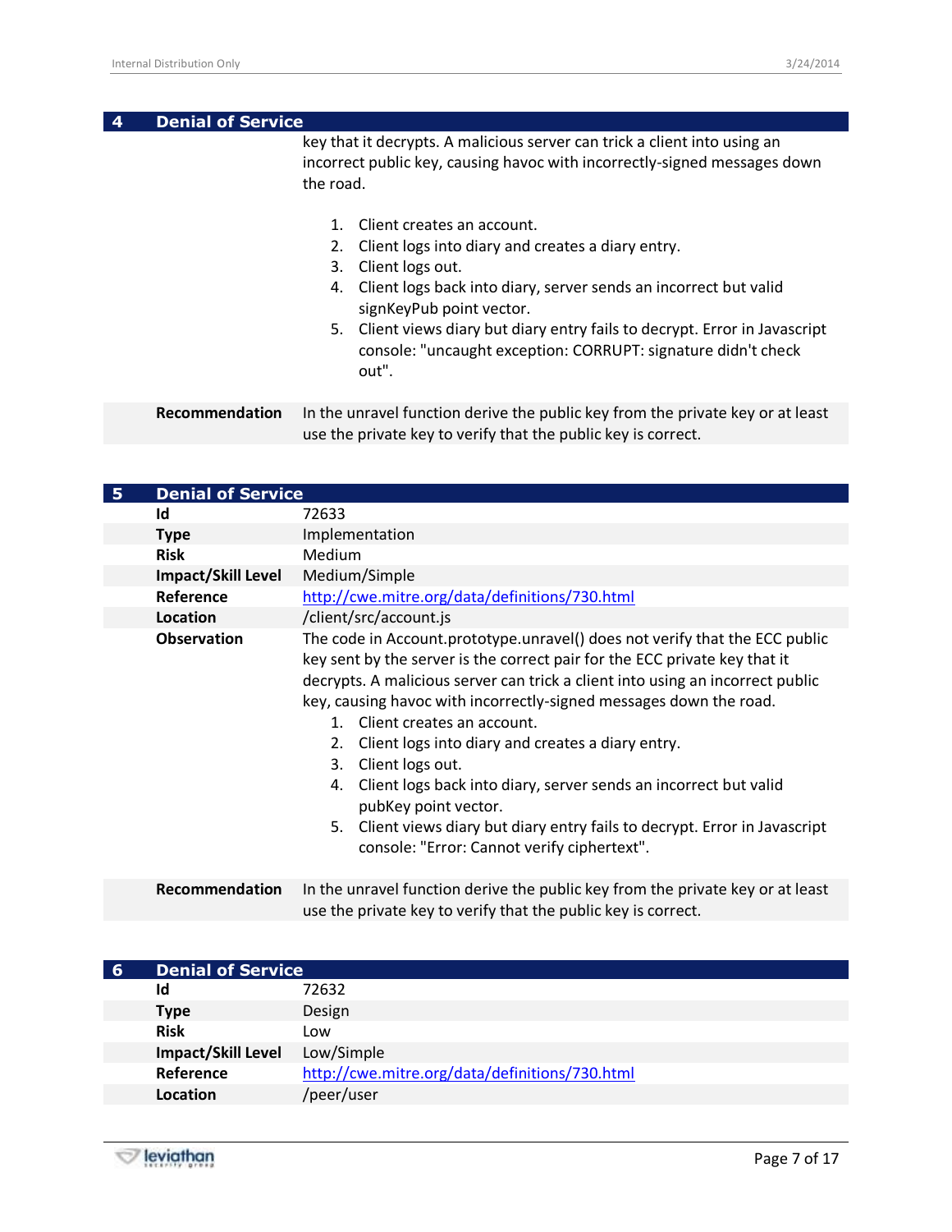## 4 Denial of Service

| | |
|---|---|
| | key that it decrypts. A malicious server can trick a client into using an incorrect public key, causing havoc with incorrectly-signed messages down the road.<br><br>1. Client creates an account.<br>2. Client logs into diary and creates a diary entry.<br>3. Client logs out.<br>4. Client logs back into diary, server sends an incorrect but valid signKeyPub point vector.<br>5. Client views diary but diary entry fails to decrypt. Error in Javascript console: "uncaught exception: CORRUPT: signature didn't check out". |
| **Recommendation** | In the unravel function derive the public key from the private key or at least use the private key to verify that the public key is correct. |

## 5 Denial of Service

| | |
|---|---|
| **Id** | 72633 |
| **Type** | Implementation |
| **Risk** | Medium |
| **Impact/Skill Level** | Medium/Simple |
| **Reference** | http://cwe.mitre.org/data/definitions/730.html |
| **Location** | /client/src/account.js |
| **Observation** | The code in Account.prototype.unravel() does not verify that the ECC public key sent by the server is the correct pair for the ECC private key that it decrypts. A malicious server can trick a client into using an incorrect public key, causing havoc with incorrectly-signed messages down the road.<br>1. Client creates an account.<br>2. Client logs into diary and creates a diary entry.<br>3. Client logs out.<br>4. Client logs back into diary, server sends an incorrect but valid pubKey point vector.<br>5. Client views diary but diary entry fails to decrypt. Error in Javascript console: "Error: Cannot verify ciphertext". |
| **Recommendation** | In the unravel function derive the public key from the private key or at least use the private key to verify that the public key is correct. |

## 6 Denial of Service

| | |
|---|---|
| **Id** | 72632 |
| **Type** | Design |
| **Risk** | Low |
| **Impact/Skill Level** | Low/Simple |
| **Reference** | http://cwe.mitre.org/data/definitions/730.html |
| **Location** | /peer/user |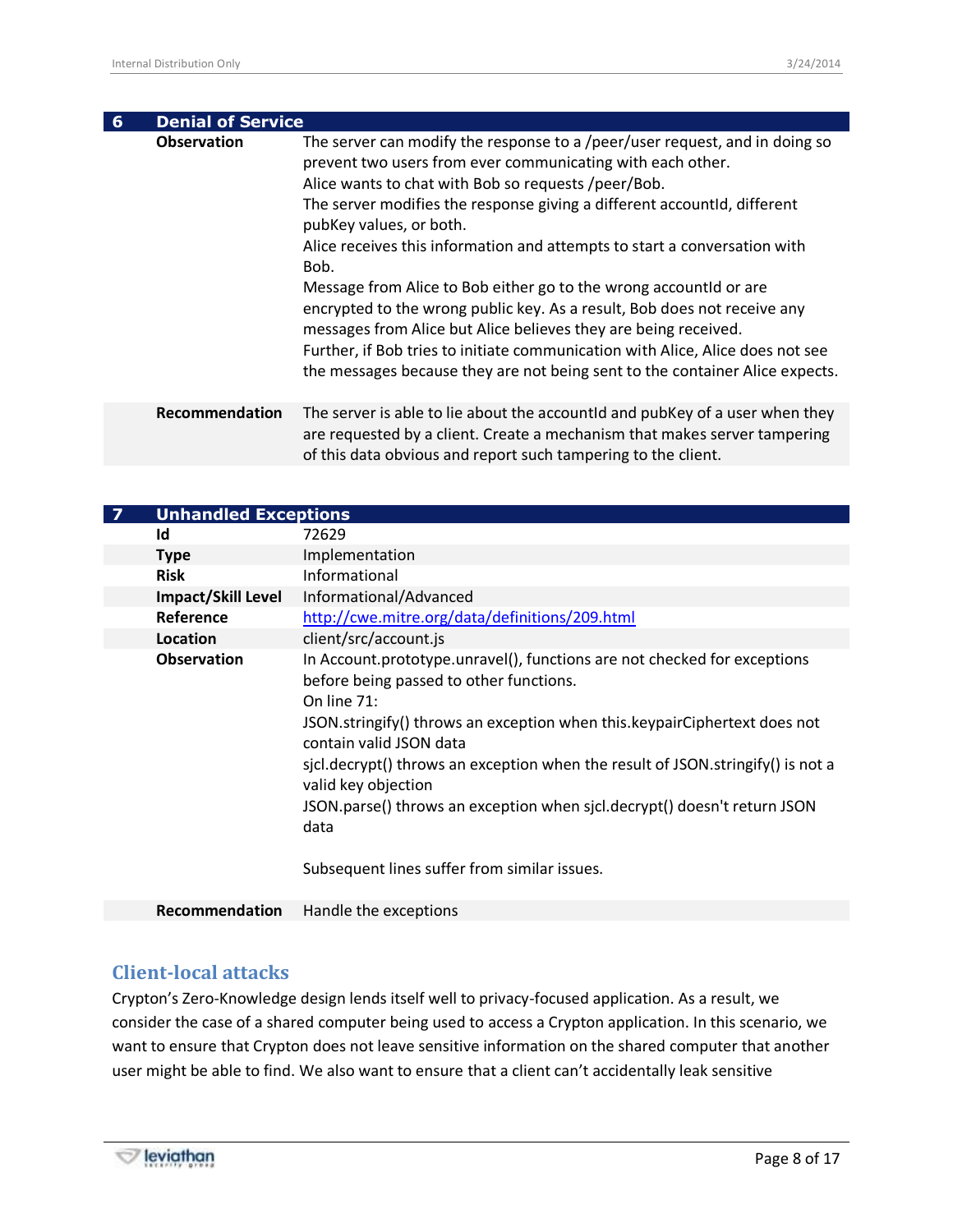## 6 Denial of Service

| | |
|---|---|
| **Observation** | The server can modify the response to a /peer/user request, and in doing so prevent two users from ever communicating with each other.<br>Alice wants to chat with Bob so requests /peer/Bob.<br>The server modifies the response giving a different accountId, different pubKey values, or both.<br>Alice receives this information and attempts to start a conversation with Bob.<br>Message from Alice to Bob either go to the wrong accountId or are encrypted to the wrong public key. As a result, Bob does not receive any messages from Alice but Alice believes they are being received.<br>Further, if Bob tries to initiate communication with Alice, Alice does not see the messages because they are not being sent to the container Alice expects. |
| **Recommendation** | The server is able to lie about the accountId and pubKey of a user when they are requested by a client. Create a mechanism that makes server tampering of this data obvious and report such tampering to the client. |

## 7 Unhandled Exceptions

| | |
|---|---|
| **Id** | 72629 |
| **Type** | Implementation |
| **Risk** | Informational |
| **Impact/Skill Level** | Informational/Advanced |
| **Reference** | http://cwe.mitre.org/data/definitions/209.html |
| **Location** | client/src/account.js |
| **Observation** | In Account.prototype.unravel(), functions are not checked for exceptions before being passed to other functions.<br>On line 71:<br>JSON.stringify() throws an exception when this.keypairCiphertext does not contain valid JSON data<br>sjcl.decrypt() throws an exception when the result of JSON.stringify() is not a valid key objection<br>JSON.parse() throws an exception when sjcl.decrypt() doesn't return JSON data<br><br>Subsequent lines suffer from similar issues. |
| **Recommendation** | Handle the exceptions |

## Client-local attacks

Crypton's Zero-Knowledge design lends itself well to privacy-focused application. As a result, we consider the case of a shared computer being used to access a Crypton application. In this scenario, we want to ensure that Crypton does not leave sensitive information on the shared computer that another user might be able to find. We also want to ensure that a client can't accidentally leak sensitive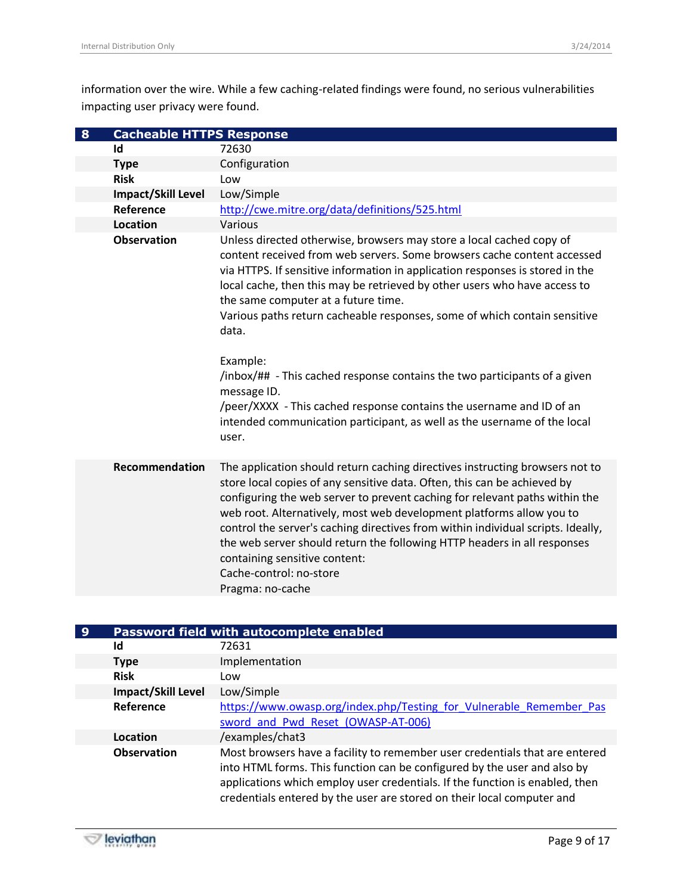information over the wire. While a few caching-related findings were found, no serious vulnerabilities impacting user privacy were found.

| 8 | Cacheable HTTPS Response |
|---|---|
| **Id** | 72630 |
| **Type** | Configuration |
| **Risk** | Low |
| **Impact/Skill Level** | Low/Simple |
| **Reference** | http://cwe.mitre.org/data/definitions/525.html |
| **Location** | Various |
| **Observation** | Unless directed otherwise, browsers may store a local cached copy of content received from web servers. Some browsers cache content accessed via HTTPS. If sensitive information in application responses is stored in the local cache, then this may be retrieved by other users who have access to the same computer at a future time.<br>Various paths return cacheable responses, some of which contain sensitive data.<br><br>Example:<br>/inbox/## - This cached response contains the two participants of a given message ID.<br>/peer/XXXX - This cached response contains the username and ID of an intended communication participant, as well as the username of the local user. |
| **Recommendation** | The application should return caching directives instructing browsers not to store local copies of any sensitive data. Often, this can be achieved by configuring the web server to prevent caching for relevant paths within the web root. Alternatively, most web development platforms allow you to control the server's caching directives from within individual scripts. Ideally, the web server should return the following HTTP headers in all responses containing sensitive content:<br>Cache-control: no-store<br>Pragma: no-cache |

| 9 | Password field with autocomplete enabled |
|---|---|
| **Id** | 72631 |
| **Type** | Implementation |
| **Risk** | Low |
| **Impact/Skill Level** | Low/Simple |
| **Reference** | https://www.owasp.org/index.php/Testing_for_Vulnerable_Remember_Password_and_Pwd_Reset_(OWASP-AT-006) |
| **Location** | /examples/chat3 |
| **Observation** | Most browsers have a facility to remember user credentials that are entered into HTML forms. This function can be configured by the user and also by applications which employ user credentials. If the function is enabled, then credentials entered by the user are stored on their local computer and |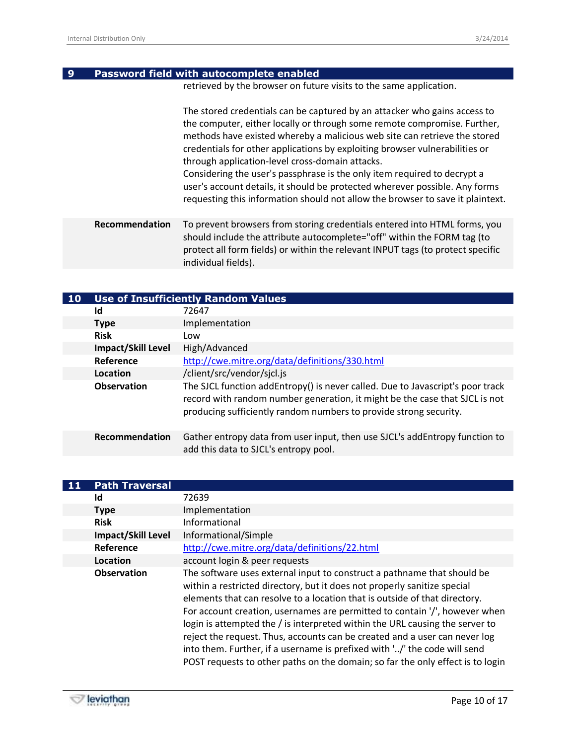## 9 Password field with autocomplete enabled

| | |
|---|---|
| | retrieved by the browser on future visits to the same application.<br><br>The stored credentials can be captured by an attacker who gains access to the computer, either locally or through some remote compromise. Further, methods have existed whereby a malicious web site can retrieve the stored credentials for other applications by exploiting browser vulnerabilities or through application-level cross-domain attacks.<br>Considering the user's passphrase is the only item required to decrypt a user's account details, it should be protected wherever possible. Any forms requesting this information should not allow the browser to save it plaintext. |
| **Recommendation** | To prevent browsers from storing credentials entered into HTML forms, you should include the attribute autocomplete="off" within the FORM tag (to protect all form fields) or within the relevant INPUT tags (to protect specific individual fields). |

## 10 Use of Insufficiently Random Values

| | |
|---|---|
| **Id** | 72647 |
| **Type** | Implementation |
| **Risk** | Low |
| **Impact/Skill Level** | High/Advanced |
| **Reference** | http://cwe.mitre.org/data/definitions/330.html |
| **Location** | /client/src/vendor/sjcl.js |
| **Observation** | The SJCL function addEntropy() is never called. Due to Javascript's poor track record with random number generation, it might be the case that SJCL is not producing sufficiently random numbers to provide strong security. |
| **Recommendation** | Gather entropy data from user input, then use SJCL's addEntropy function to add this data to SJCL's entropy pool. |

## 11 Path Traversal

| | |
|---|---|
| **Id** | 72639 |
| **Type** | Implementation |
| **Risk** | Informational |
| **Impact/Skill Level** | Informational/Simple |
| **Reference** | http://cwe.mitre.org/data/definitions/22.html |
| **Location** | account login & peer requests |
| **Observation** | The software uses external input to construct a pathname that should be within a restricted directory, but it does not properly sanitize special elements that can resolve to a location that is outside of that directory.<br>For account creation, usernames are permitted to contain '/', however when login is attempted the / is interpreted within the URL causing the server to reject the request. Thus, accounts can be created and a user can never log into them. Further, if a username is prefixed with '../' the code will send POST requests to other paths on the domain; so far the only effect is to login |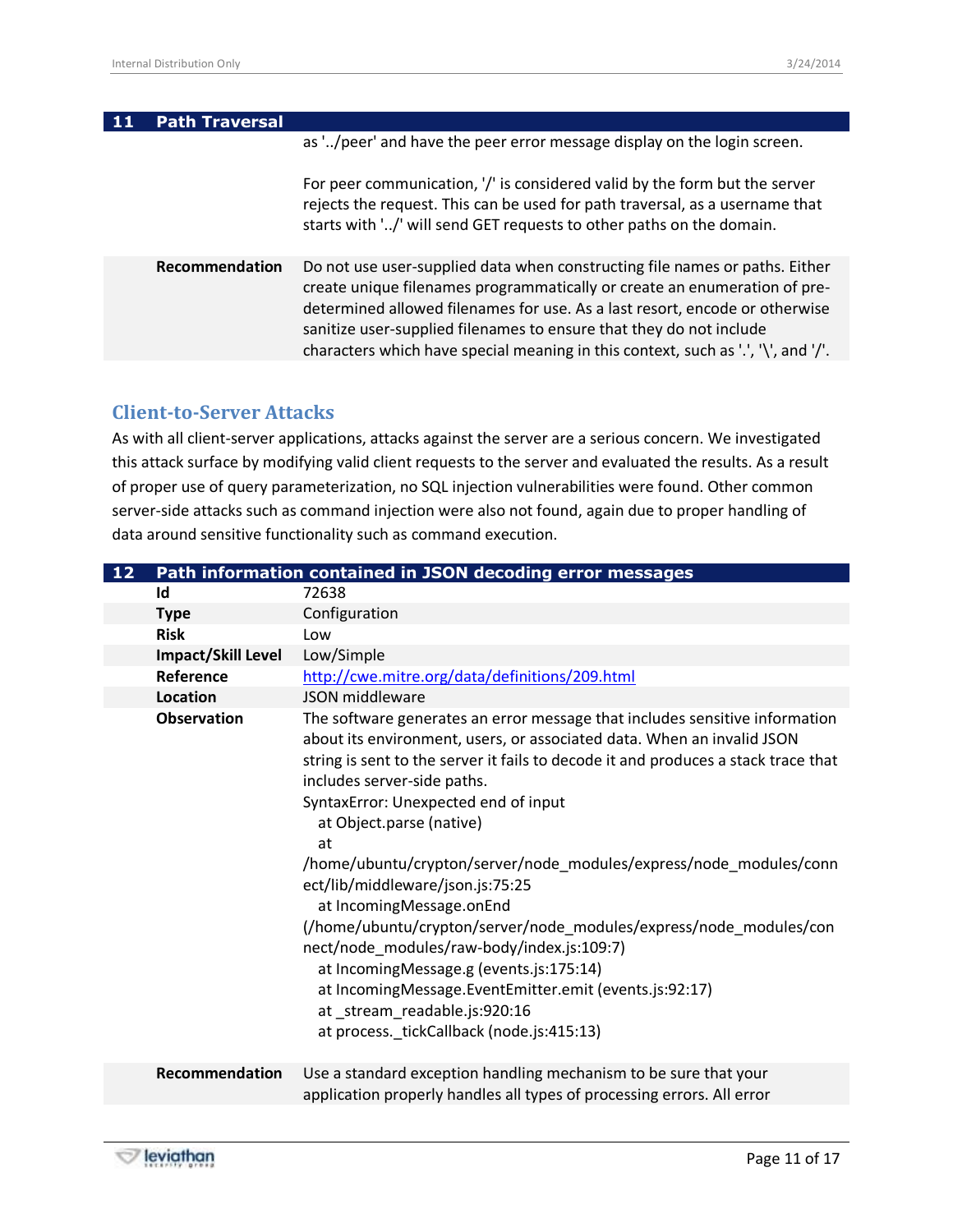## 11 Path Traversal

| | |
|---|---|
| | as '../peer' and have the peer error message display on the login screen.<br><br>For peer communication, '/' is considered valid by the form but the server rejects the request. This can be used for path traversal, as a username that starts with '../' will send GET requests to other paths on the domain. |
| **Recommendation** | Do not use user-supplied data when constructing file names or paths. Either create unique filenames programmatically or create an enumeration of pre-determined allowed filenames for use. As a last resort, encode or otherwise sanitize user-supplied filenames to ensure that they do not include characters which have special meaning in this context, such as '.', '\', and '/'. |

## Client-to-Server Attacks

As with all client-server applications, attacks against the server are a serious concern. We investigated this attack surface by modifying valid client requests to the server and evaluated the results. As a result of proper use of query parameterization, no SQL injection vulnerabilities were found. Other common server-side attacks such as command injection were also not found, again due to proper handling of data around sensitive functionality such as command execution.

## 12 Path information contained in JSON decoding error messages

| | |
|---|---|
| **Id** | 72638 |
| **Type** | Configuration |
| **Risk** | Low |
| **Impact/Skill Level** | Low/Simple |
| **Reference** | http://cwe.mitre.org/data/definitions/209.html |
| **Location** | JSON middleware |
| **Observation** | The software generates an error message that includes sensitive information about its environment, users, or associated data. When an invalid JSON string is sent to the server it fails to decode it and produces a stack trace that includes server-side paths.<br>SyntaxError: Unexpected end of input<br>at Object.parse (native)<br>at<br>/home/ubuntu/crypton/server/node_modules/express/node_modules/connect/lib/middleware/json.js:75:25<br>at IncomingMessage.onEnd<br>(/home/ubuntu/crypton/server/node_modules/express/node_modules/connect/node_modules/raw-body/index.js:109:7)<br>at IncomingMessage.g (events.js:175:14)<br>at IncomingMessage.EventEmitter.emit (events.js:92:17)<br>at _stream_readable.js:920:16<br>at process._tickCallback (node.js:415:13) |
| **Recommendation** | Use a standard exception handling mechanism to be sure that your application properly handles all types of processing errors. All error |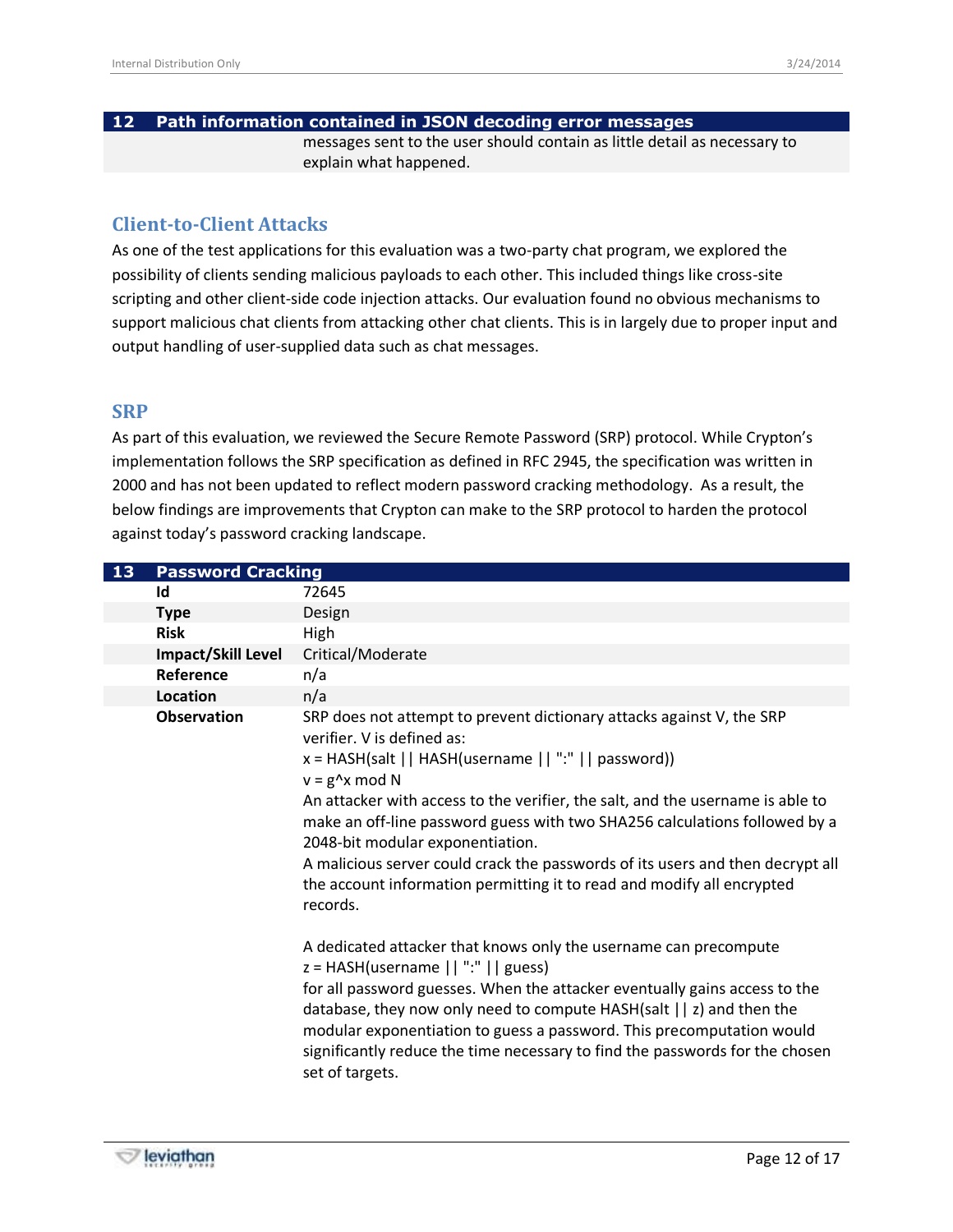| 12 | Path information contained in JSON decoding error messages |
|---|---|
| | messages sent to the user should contain as little detail as necessary to explain what happened. |

## Client-to-Client Attacks

As one of the test applications for this evaluation was a two-party chat program, we explored the possibility of clients sending malicious payloads to each other. This included things like cross-site scripting and other client-side code injection attacks. Our evaluation found no obvious mechanisms to support malicious chat clients from attacking other chat clients. This is in largely due to proper input and output handling of user-supplied data such as chat messages.

## SRP

As part of this evaluation, we reviewed the Secure Remote Password (SRP) protocol. While Crypton's implementation follows the SRP specification as defined in RFC 2945, the specification was written in 2000 and has not been updated to reflect modern password cracking methodology. As a result, the below findings are improvements that Crypton can make to the SRP protocol to harden the protocol against today's password cracking landscape.

| 13 | Password Cracking |
|---|---|
| **Id** | 72645 |
| **Type** | Design |
| **Risk** | High |
| **Impact/Skill Level** | Critical/Moderate |
| **Reference** | n/a |
| **Location** | n/a |
| **Observation** | SRP does not attempt to prevent dictionary attacks against V, the SRP verifier. V is defined as:<br>x = HASH(salt \|\| HASH(username \|\| ":" \|\| password))<br>v = g^x mod N<br>An attacker with access to the verifier, the salt, and the username is able to make an off-line password guess with two SHA256 calculations followed by a 2048-bit modular exponentiation.<br>A malicious server could crack the passwords of its users and then decrypt all the account information permitting it to read and modify all encrypted records.<br><br>A dedicated attacker that knows only the username can precompute<br>z = HASH(username \|\| ":" \|\| guess)<br>for all password guesses. When the attacker eventually gains access to the database, they now only need to compute HASH(salt \|\| z) and then the modular exponentiation to guess a password. This precomputation would significantly reduce the time necessary to find the passwords for the chosen set of targets. |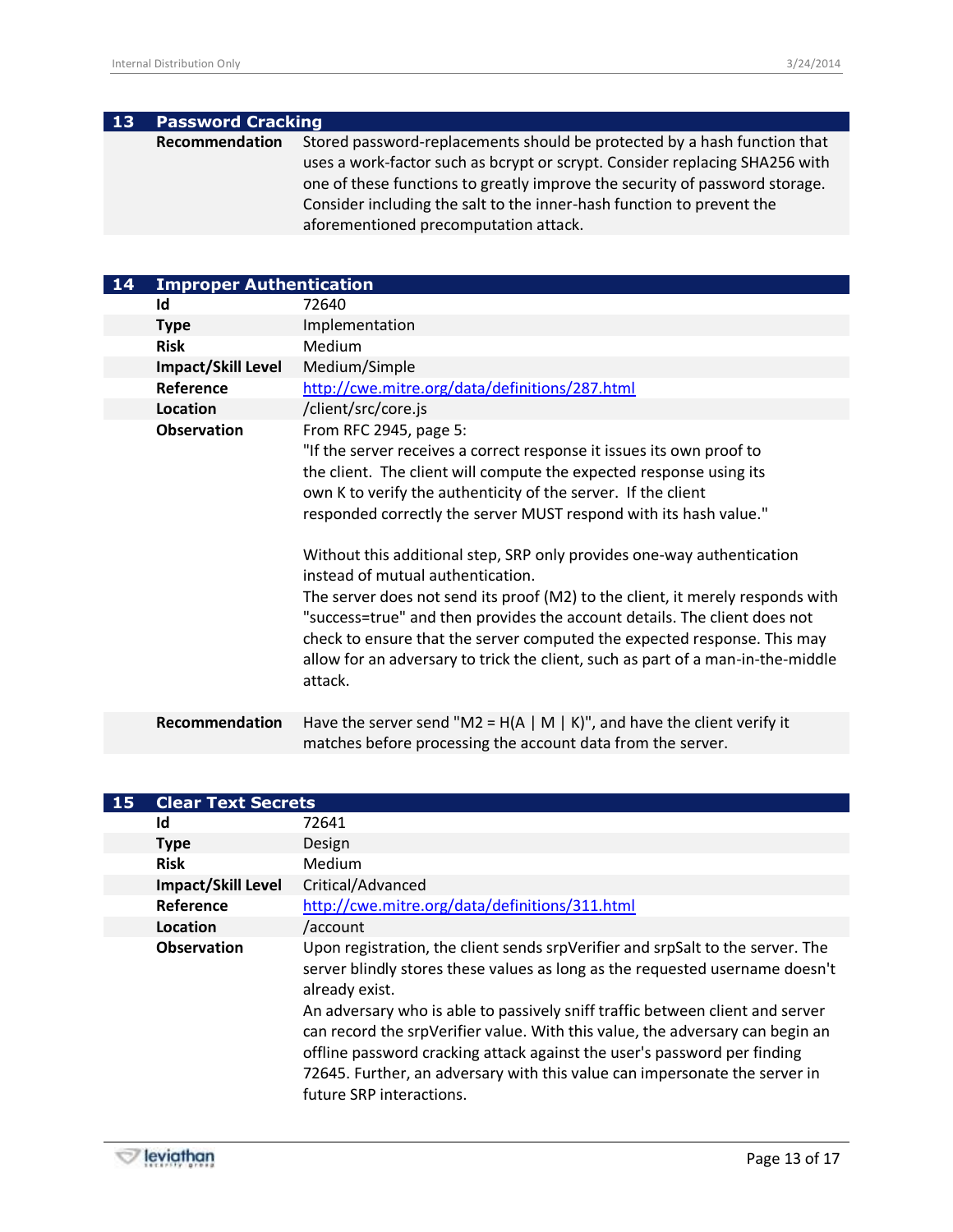## 13 Password Cracking

| | |
|---|---|
| **Recommendation** | Stored password-replacements should be protected by a hash function that uses a work-factor such as bcrypt or scrypt. Consider replacing SHA256 with one of these functions to greatly improve the security of password storage. Consider including the salt to the inner-hash function to prevent the aforementioned precomputation attack. |

## 14 Improper Authentication

| | |
|---|---|
| **Id** | 72640 |
| **Type** | Implementation |
| **Risk** | Medium |
| **Impact/Skill Level** | Medium/Simple |
| **Reference** | http://cwe.mitre.org/data/definitions/287.html |
| **Location** | /client/src/core.js |
| **Observation** | From RFC 2945, page 5:<br>"If the server receives a correct response it issues its own proof to the client. The client will compute the expected response using its own K to verify the authenticity of the server. If the client responded correctly the server MUST respond with its hash value."<br><br>Without this additional step, SRP only provides one-way authentication instead of mutual authentication.<br>The server does not send its proof (M2) to the client, it merely responds with "success=true" and then provides the account details. The client does not check to ensure that the server computed the expected response. This may allow for an adversary to trick the client, such as part of a man-in-the-middle attack. |
| **Recommendation** | Have the server send "M2 = H(A \| M \| K)", and have the client verify it matches before processing the account data from the server. |

## 15 Clear Text Secrets

| | |
|---|---|
| **Id** | 72641 |
| **Type** | Design |
| **Risk** | Medium |
| **Impact/Skill Level** | Critical/Advanced |
| **Reference** | http://cwe.mitre.org/data/definitions/311.html |
| **Location** | /account |
| **Observation** | Upon registration, the client sends srpVerifier and srpSalt to the server. The server blindly stores these values as long as the requested username doesn't already exist.<br>An adversary who is able to passively sniff traffic between client and server can record the srpVerifier value. With this value, the adversary can begin an offline password cracking attack against the user's password per finding 72645. Further, an adversary with this value can impersonate the server in future SRP interactions. |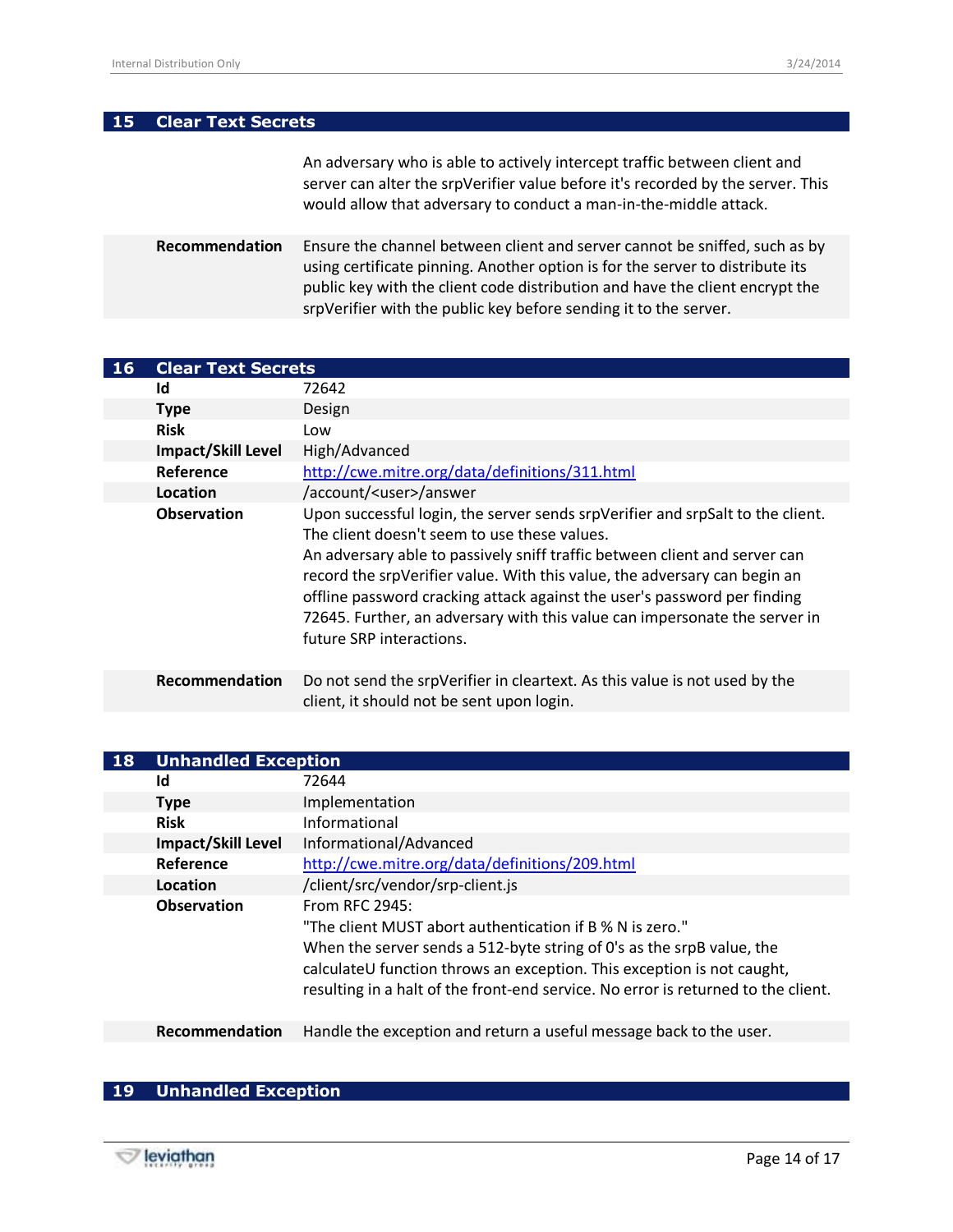## 15 Clear Text Secrets

| | |
|---|---|
| | An adversary who is able to actively intercept traffic between client and server can alter the srpVerifier value before it's recorded by the server. This would allow that adversary to conduct a man-in-the-middle attack. |
| **Recommendation** | Ensure the channel between client and server cannot be sniffed, such as by using certificate pinning. Another option is for the server to distribute its public key with the client code distribution and have the client encrypt the srpVerifier with the public key before sending it to the server. |

## 16 Clear Text Secrets

| | |
|---|---|
| **Id** | 72642 |
| **Type** | Design |
| **Risk** | Low |
| **Impact/Skill Level** | High/Advanced |
| **Reference** | http://cwe.mitre.org/data/definitions/311.html |
| **Location** | /account/<user>/answer |
| **Observation** | Upon successful login, the server sends srpVerifier and srpSalt to the client. The client doesn't seem to use these values.<br>An adversary able to passively sniff traffic between client and server can record the srpVerifier value. With this value, the adversary can begin an offline password cracking attack against the user's password per finding 72645. Further, an adversary with this value can impersonate the server in future SRP interactions. |
| **Recommendation** | Do not send the srpVerifier in cleartext. As this value is not used by the client, it should not be sent upon login. |

## 18 Unhandled Exception

| | |
|---|---|
| **Id** | 72644 |
| **Type** | Implementation |
| **Risk** | Informational |
| **Impact/Skill Level** | Informational/Advanced |
| **Reference** | http://cwe.mitre.org/data/definitions/209.html |
| **Location** | /client/src/vendor/srp-client.js |
| **Observation** | From RFC 2945:<br>"The client MUST abort authentication if B % N is zero."<br>When the server sends a 512-byte string of 0's as the srpB value, the calculateU function throws an exception. This exception is not caught, resulting in a halt of the front-end service. No error is returned to the client. |
| **Recommendation** | Handle the exception and return a useful message back to the user. |

## 19 Unhandled Exception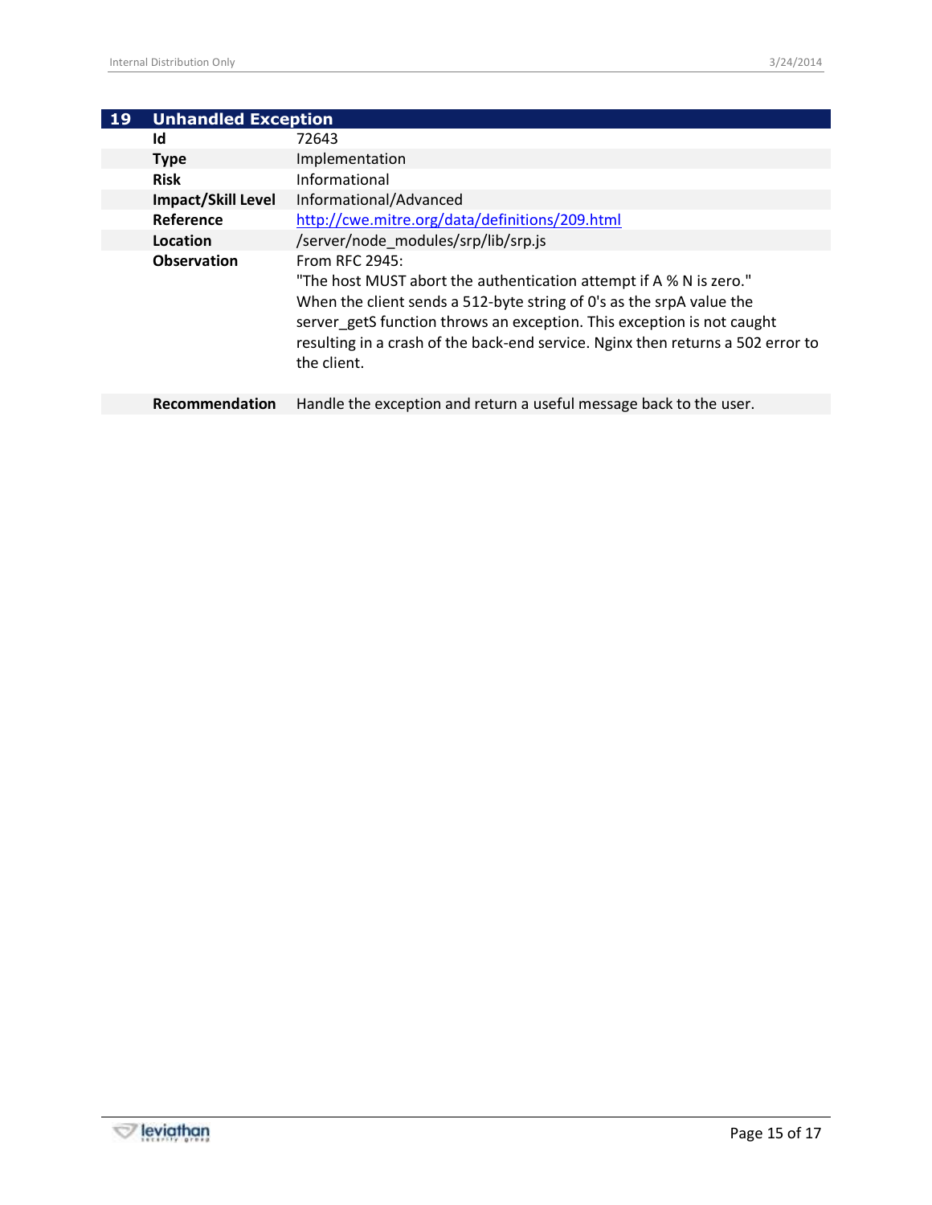## 19 Unhandled Exception

| | |
|---|---|
| **Id** | 72643 |
| **Type** | Implementation |
| **Risk** | Informational |
| **Impact/Skill Level** | Informational/Advanced |
| **Reference** | http://cwe.mitre.org/data/definitions/209.html |
| **Location** | /server/node_modules/srp/lib/srp.js |
| **Observation** | From RFC 2945: "The host MUST abort the authentication attempt if A % N is zero." When the client sends a 512-byte string of 0's as the srpA value the server_getS function throws an exception. This exception is not caught resulting in a crash of the back-end service. Nginx then returns a 502 error to the client. |
| **Recommendation** | Handle the exception and return a useful message back to the user. |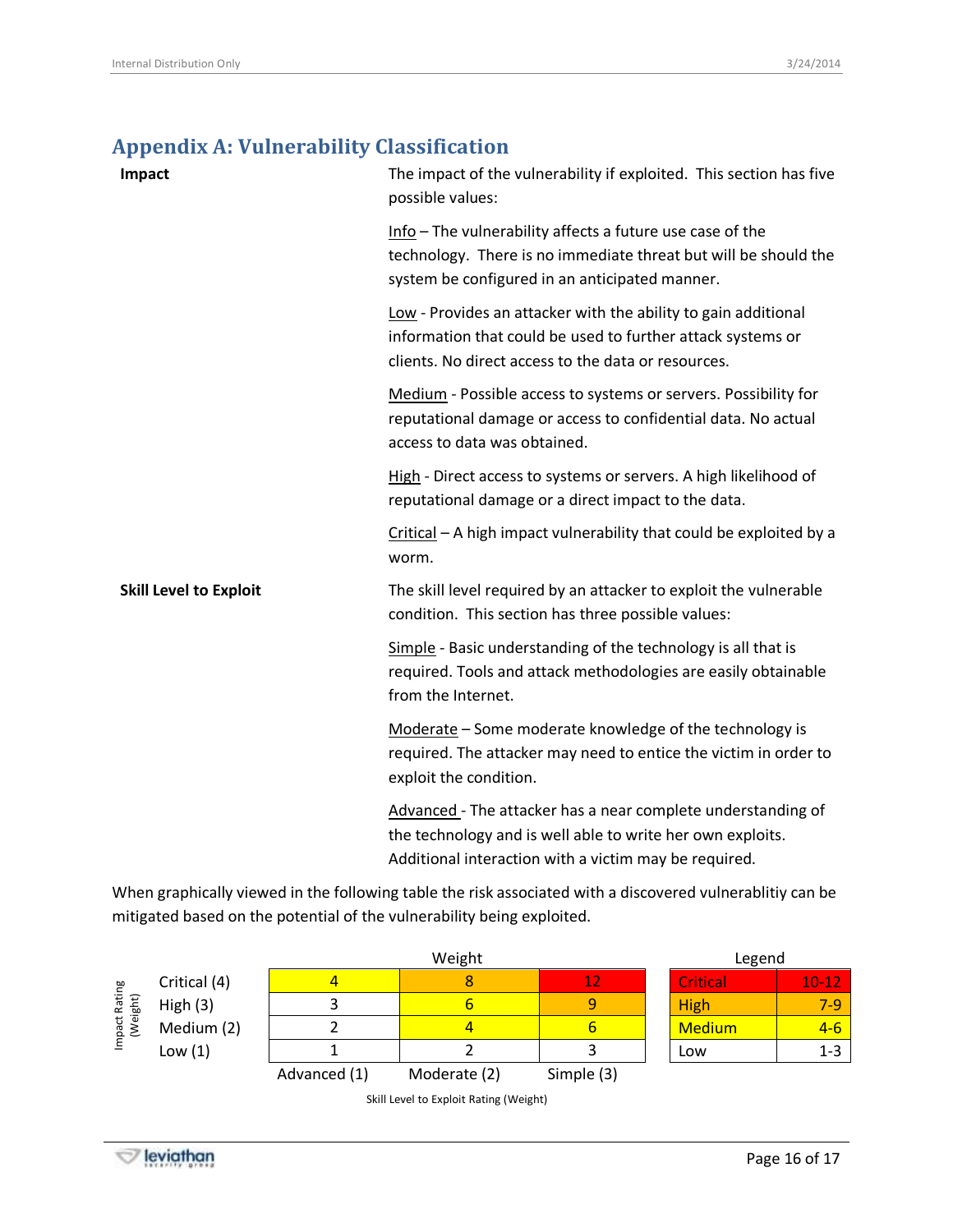## Appendix A: Vulnerability Classification

**Impact**

The impact of the vulnerability if exploited. This section has five possible values:

Info – The vulnerability affects a future use case of the technology. There is no immediate threat but will be should the system be configured in an anticipated manner.

Low - Provides an attacker with the ability to gain additional information that could be used to further attack systems or clients. No direct access to the data or resources.

Medium - Possible access to systems or servers. Possibility for reputational damage or access to confidential data. No actual access to data was obtained.

High - Direct access to systems or servers. A high likelihood of reputational damage or a direct impact to the data.

Critical – A high impact vulnerability that could be exploited by a worm.

**Skill Level to Exploit**

The skill level required by an attacker to exploit the vulnerable condition. This section has three possible values:

Simple - Basic understanding of the technology is all that is required. Tools and attack methodologies are easily obtainable from the Internet.

Moderate – Some moderate knowledge of the technology is required. The attacker may need to entice the victim in order to exploit the condition.

Advanced - The attacker has a near complete understanding of the technology and is well able to write her own exploits. Additional interaction with a victim may be required.

When graphically viewed in the following table the risk associated with a discovered vulnerablitiy can be mitigated based on the potential of the vulnerability being exploited.

| Impact Rating (Weight) | Advanced (1) | Moderate (2) | Simple (3) |
|---|---|---|---|
| Critical (4) | 4 | 8 | 12 |
| High (3) | 3 | 6 | 9 |
| Medium (2) | 2 | 4 | 6 |
| Low (1) | 1 | 2 | 3 |

Skill Level to Exploit Rating (Weight)

| Legend | |
|---|---|
| Critical | 10-12 |
| High | 7-9 |
| Medium | 4-6 |
| Low | 1-3 |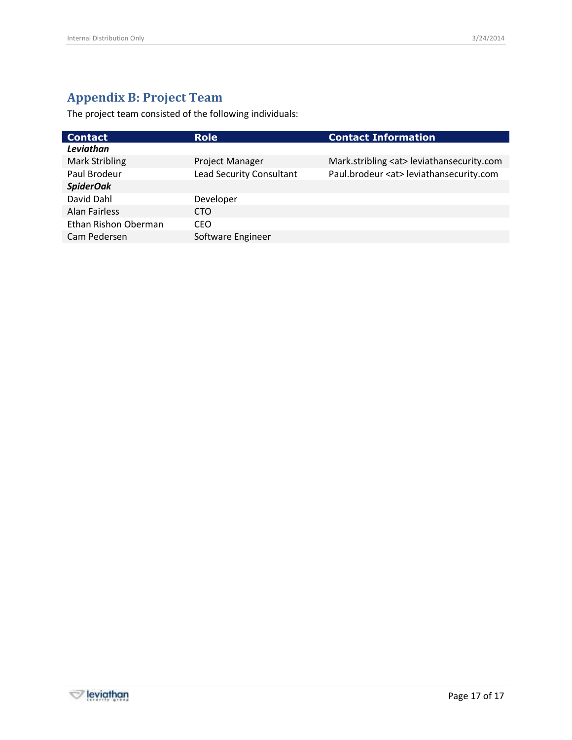## Appendix B: Project Team

The project team consisted of the following individuals:

| Contact | Role | Contact Information |
|---|---|---|
| ***Leviathan*** | | |
| Mark Stribling | Project Manager | Mark.stribling <at> leviathansecurity.com |
| Paul Brodeur | Lead Security Consultant | Paul.brodeur <at> leviathansecurity.com |
| ***SpiderOak*** | | |
| David Dahl | Developer | |
| Alan Fairless | CTO | |
| Ethan Rishon Oberman | CEO | |
| Cam Pedersen | Software Engineer | |